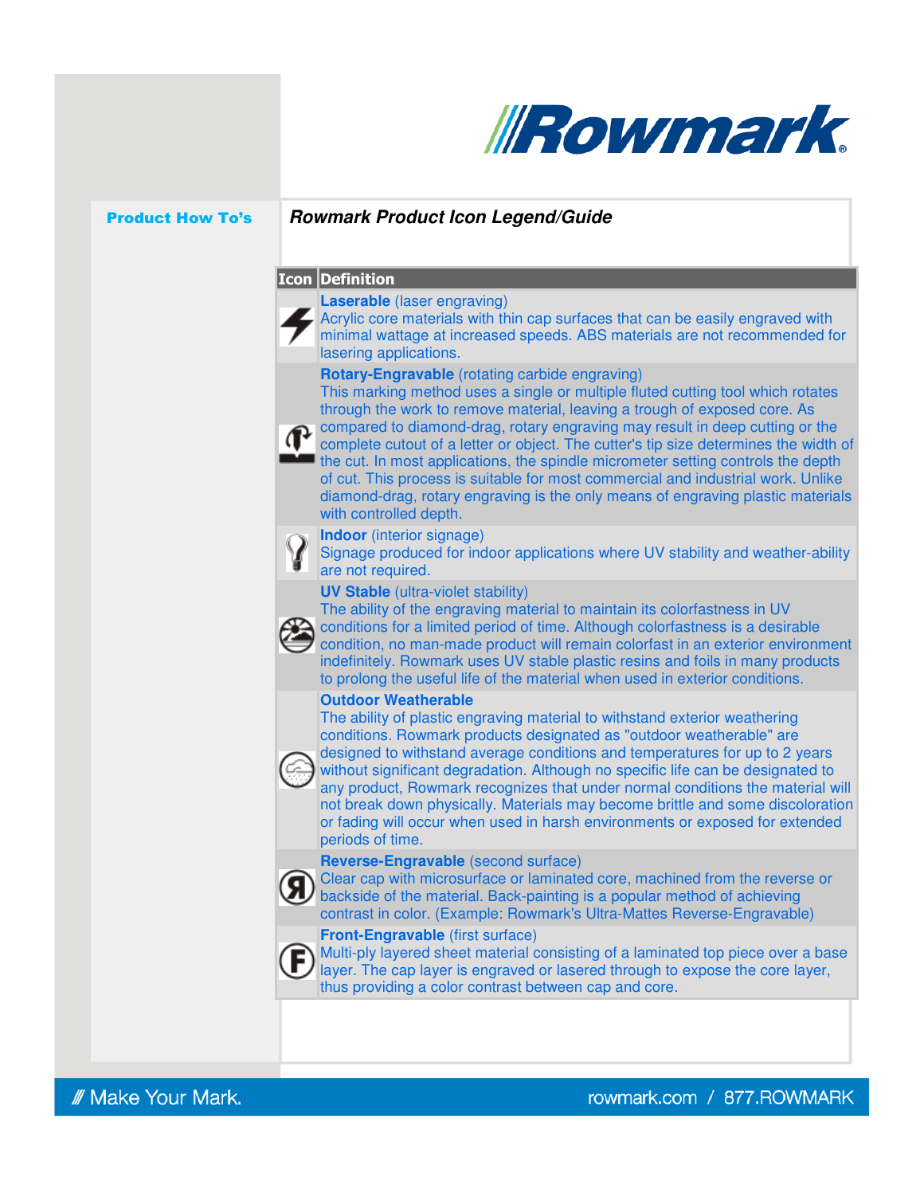# Rowmark

**Product How To's**

## *Rowmark Product Icon Legend/Guide*

| Icon | Definition |
|---|---|
| | **Laserable** (laser engraving)<br>Acrylic core materials with thin cap surfaces that can be easily engraved with minimal wattage at increased speeds. ABS materials are not recommended for lasering applications. |
| | **Rotary-Engravable** (rotating carbide engraving)<br>This marking method uses a single or multiple fluted cutting tool which rotates through the work to remove material, leaving a trough of exposed core. As compared to diamond-drag, rotary engraving may result in deep cutting or the complete cutout of a letter or object. The cutter's tip size determines the width of the cut. In most applications, the spindle micrometer setting controls the depth of cut. This process is suitable for most commercial and industrial work. Unlike diamond-drag, rotary engraving is the only means of engraving plastic materials with controlled depth. |
| | **Indoor** (interior signage)<br>Signage produced for indoor applications where UV stability and weather-ability are not required. |
| | **UV Stable** (ultra-violet stability)<br>The ability of the engraving material to maintain its colorfastness in UV conditions for a limited period of time. Although colorfastness is a desirable condition, no man-made product will remain colorfast in an exterior environment indefinitely. Rowmark uses UV stable plastic resins and foils in many products to prolong the useful life of the material when used in exterior conditions. |
| | **Outdoor Weatherable**<br>The ability of plastic engraving material to withstand exterior weathering conditions. Rowmark products designated as "outdoor weatherable" are designed to withstand average conditions and temperatures for up to 2 years without significant degradation. Although no specific life can be designated to any product, Rowmark recognizes that under normal conditions the material will not break down physically. Materials may become brittle and some discoloration or fading will occur when used in harsh environments or exposed for extended periods of time. |
| | **Reverse-Engravable** (second surface)<br>Clear cap with microsurface or laminated core, machined from the reverse or backside of the material. Back-painting is a popular method of achieving contrast in color. (Example: Rowmark's Ultra-Mattes Reverse-Engravable) |
| | **Front-Engravable** (first surface)<br>Multi-ply layered sheet material consisting of a laminated top piece over a base layer. The cap layer is engraved or lasered through to expose the core layer, thus providing a color contrast between cap and core. |

/// Make Your Mark. rowmark.com / 877.ROWMARK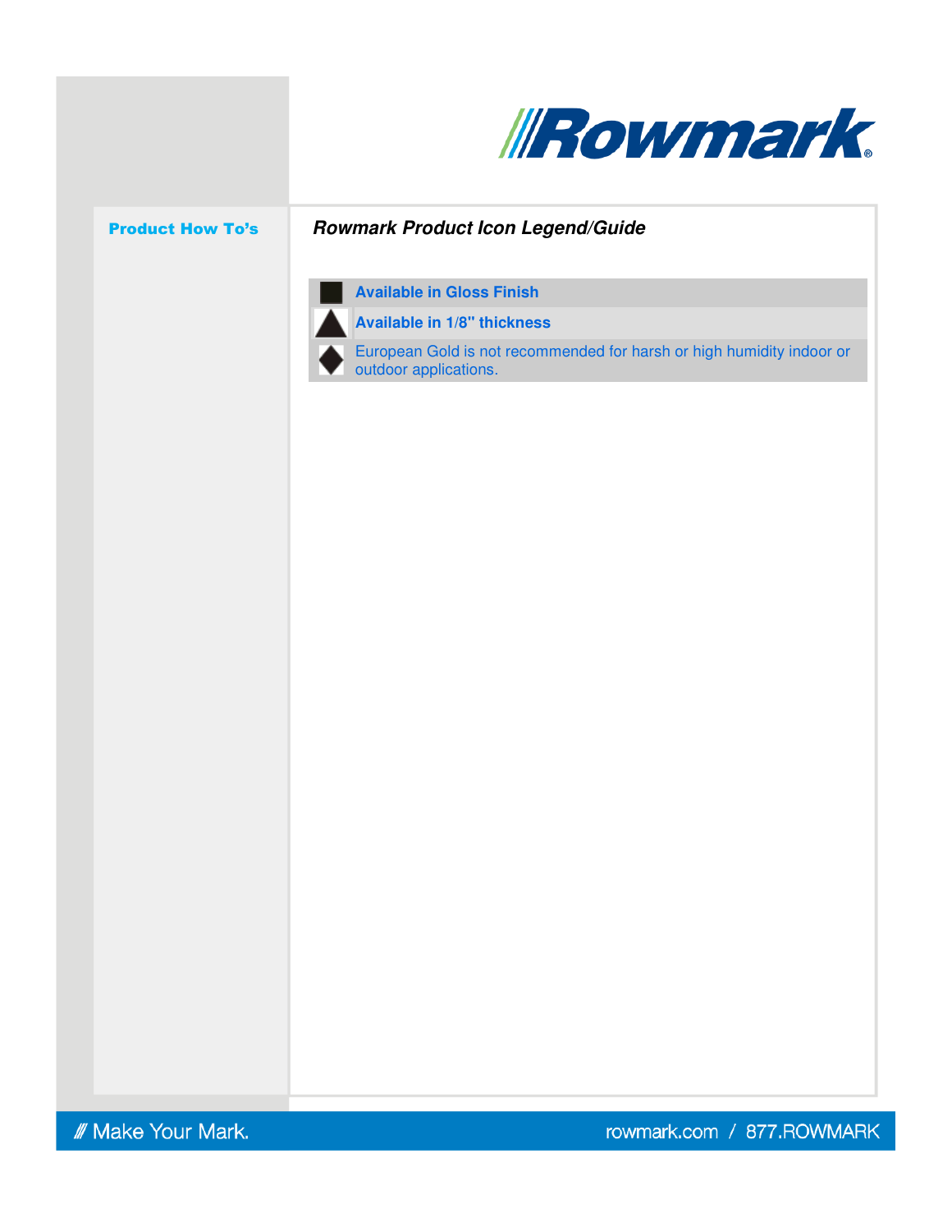**Product How To's**

***Rowmark Product Icon Legend/Guide***

| | |
|---|---|
| ■ | **Available in Gloss Finish** |
| ▲ | **Available in 1/8" thickness** |
| ◆ | European Gold is not recommended for harsh or high humidity indoor or outdoor applications. |